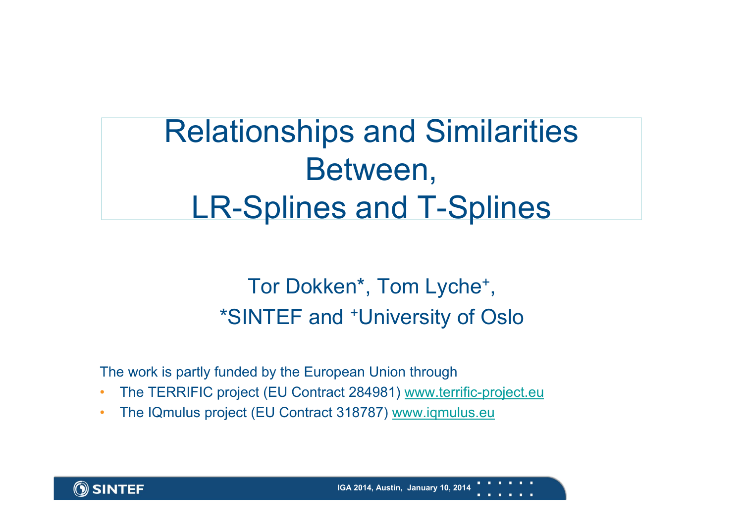# Relationships and Similarities Between, LR-Splines and T-Splines

Tor Dokken*, Tom Lyche+,
*SINTEF and +University of Oslo

The work is partly funded by the European Union through

- The TERRIFIC project (EU Contract 284981) www.terrific-project.eu
- The IQmulus project (EU Contract 318787) www.iqmulus.eu

IGA 2014, Austin, January 10, 2014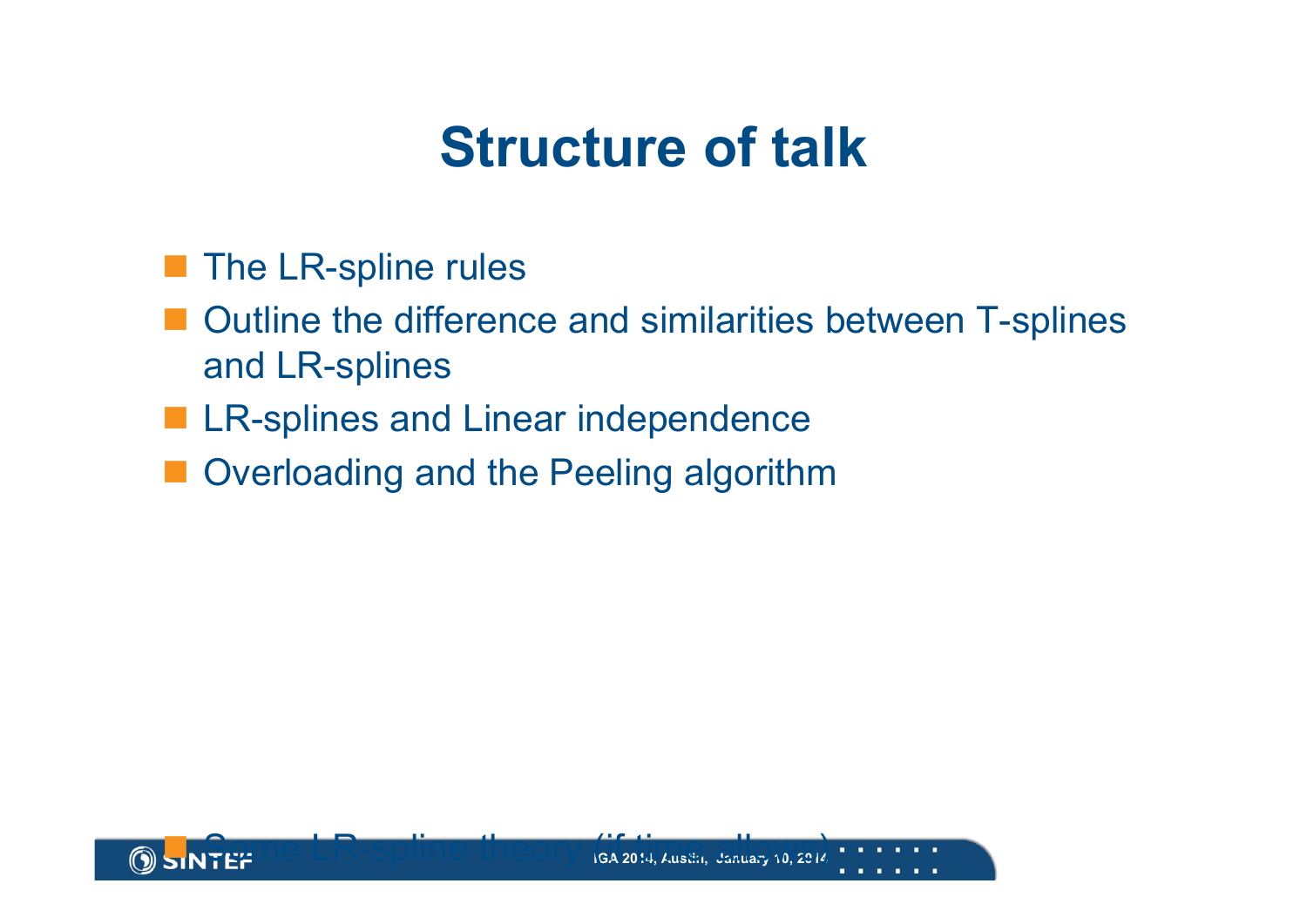# Structure of talk

- The LR-spline rules
- Outline the difference and similarities between T-splines and LR-splines
- LR-splines and Linear independence
- Overloading and the Peeling algorithm
- Some LR-spline theory (if time allows)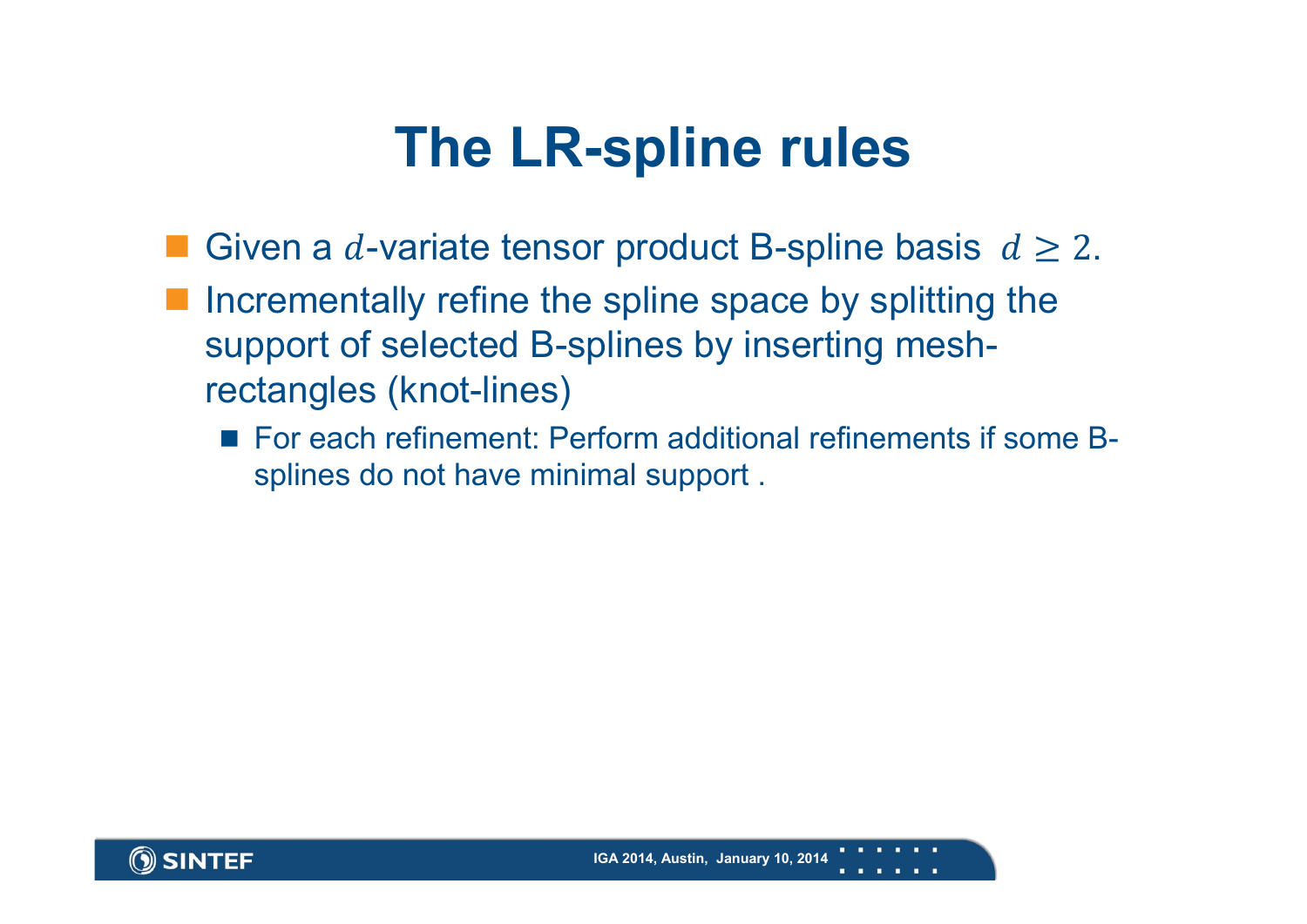# The LR-spline rules

- Given a $d$-variate tensor product B-spline basis $d \geq 2$.
- Incrementally refine the spline space by splitting the support of selected B-splines by inserting mesh-rectangles (knot-lines)
  - For each refinement: Perform additional refinements if some B-splines do not have minimal support .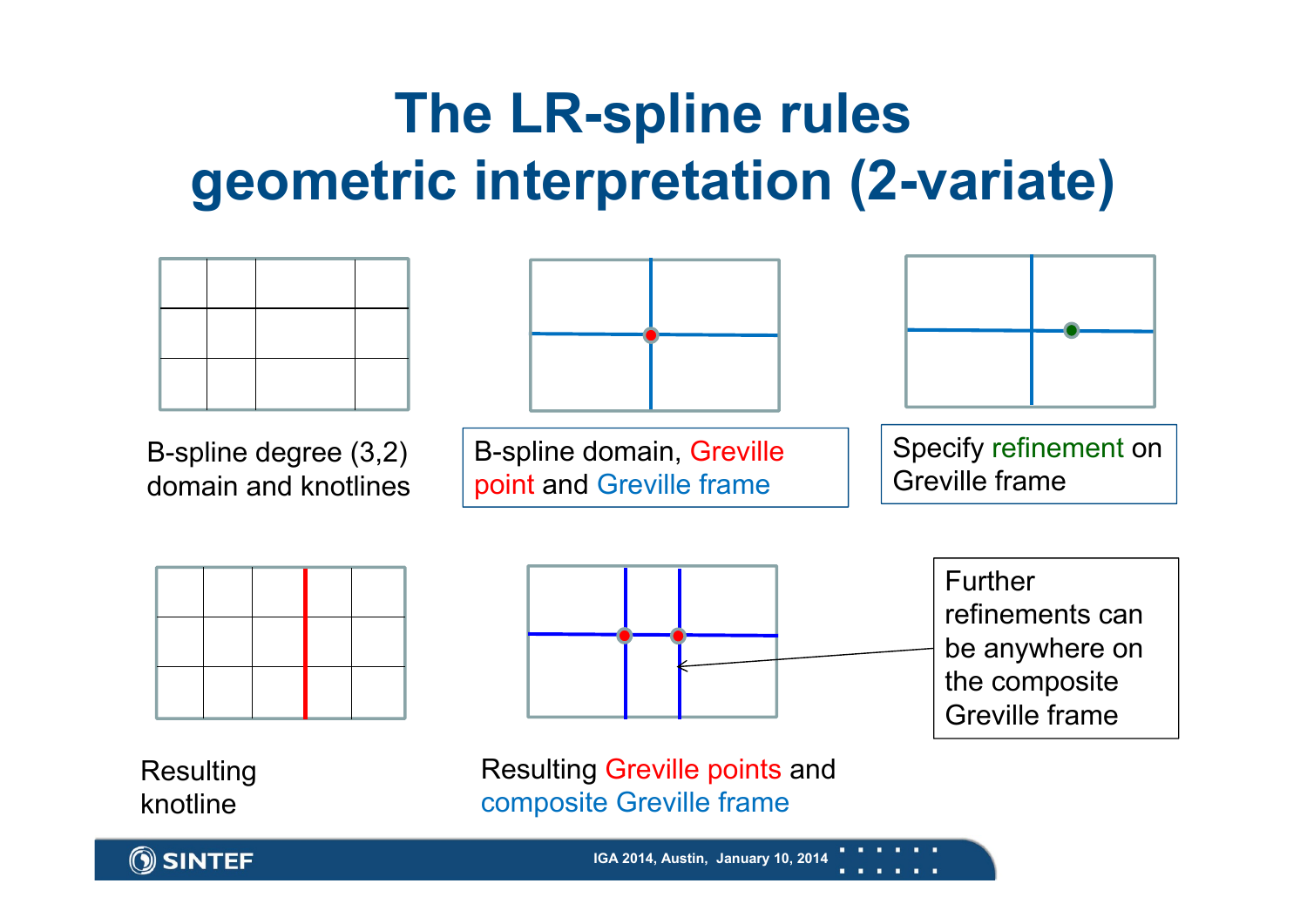# The LR-spline rules geometric interpretation (2-variate)

B-spline degree (3,2) domain and knotlines

B-spline domain, Greville point and Greville frame

Specify refinement on Greville frame

Resulting knotline

Resulting Greville points and composite Greville frame

Further refinements can be anywhere on the composite Greville frame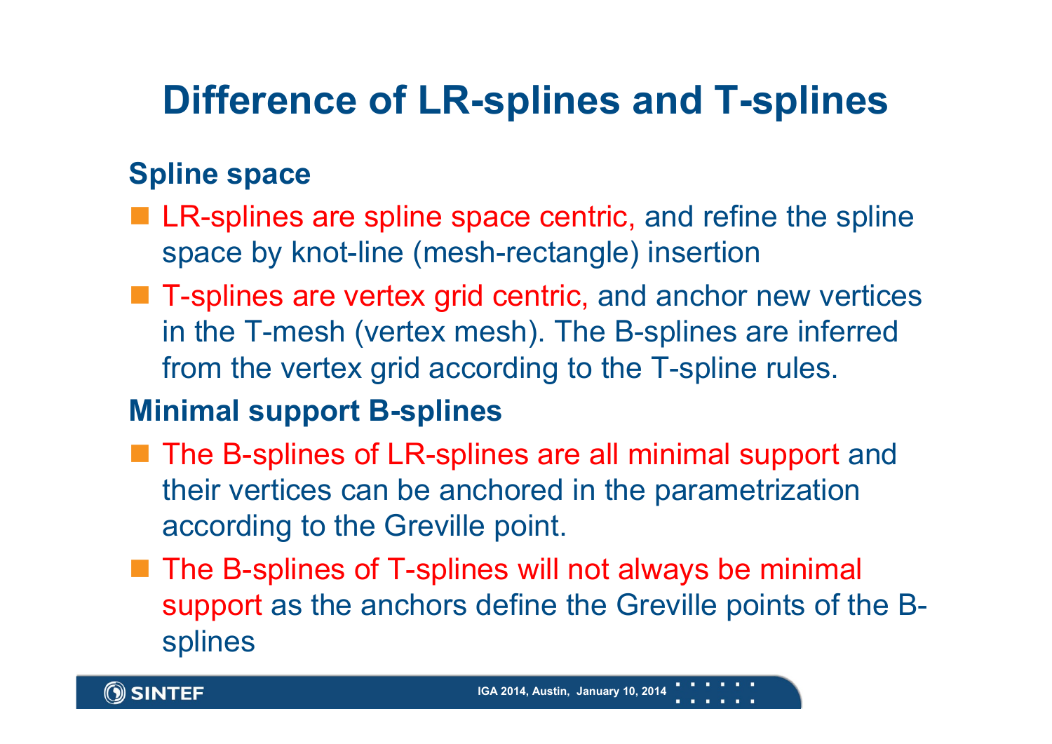# Difference of LR-splines and T-splines

## Spline space

- LR-splines are spline space centric, and refine the spline space by knot-line (mesh-rectangle) insertion
- T-splines are vertex grid centric, and anchor new vertices in the T-mesh (vertex mesh). The B-splines are inferred from the vertex grid according to the T-spline rules.

## Minimal support B-splines

- The B-splines of LR-splines are all minimal support and their vertices can be anchored in the parametrization according to the Greville point.
- The B-splines of T-splines will not always be minimal support as the anchors define the Greville points of the B-splines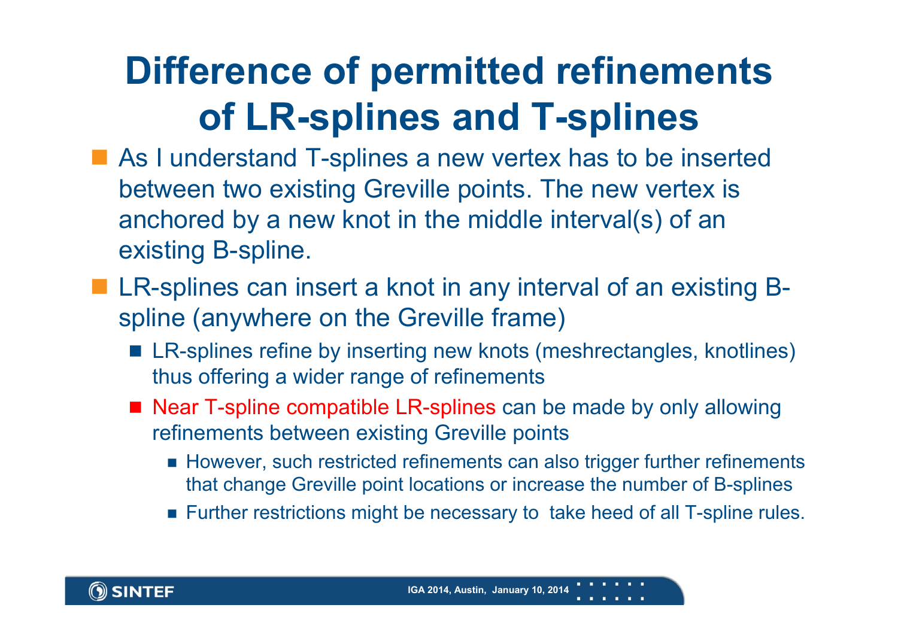# Difference of permitted refinements of LR-splines and T-splines

- As I understand T-splines a new vertex has to be inserted between two existing Greville points. The new vertex is anchored by a new knot in the middle interval(s) of an existing B-spline.
- LR-splines can insert a knot in any interval of an existing B-spline (anywhere on the Greville frame)
  - LR-splines refine by inserting new knots (meshrectangles, knotlines) thus offering a wider range of refinements
  - Near T-spline compatible LR-splines can be made by only allowing refinements between existing Greville points
    - However, such restricted refinements can also trigger further refinements that change Greville point locations or increase the number of B-splines
    - Further restrictions might be necessary to take heed of all T-spline rules.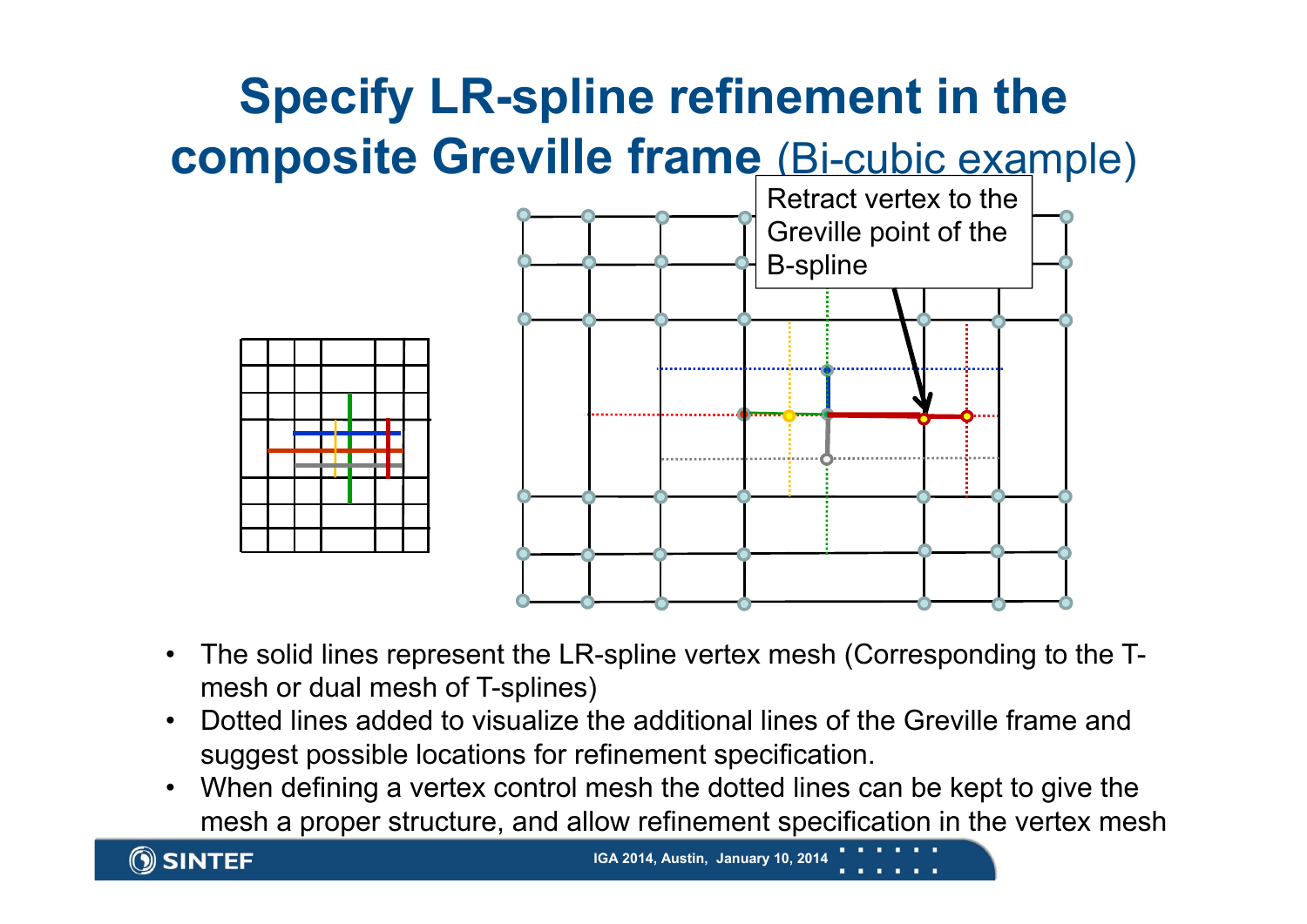# Specify LR-spline refinement in the composite Greville frame (Bi-cubic example)

Retract vertex to the Greville point of the B-spline

- The solid lines represent the LR-spline vertex mesh (Corresponding to the T-mesh or dual mesh of T-splines)
- Dotted lines added to visualize the additional lines of the Greville frame and suggest possible locations for refinement specification.
- When defining a vertex control mesh the dotted lines can be kept to give the mesh a proper structure, and allow refinement specification in the vertex mesh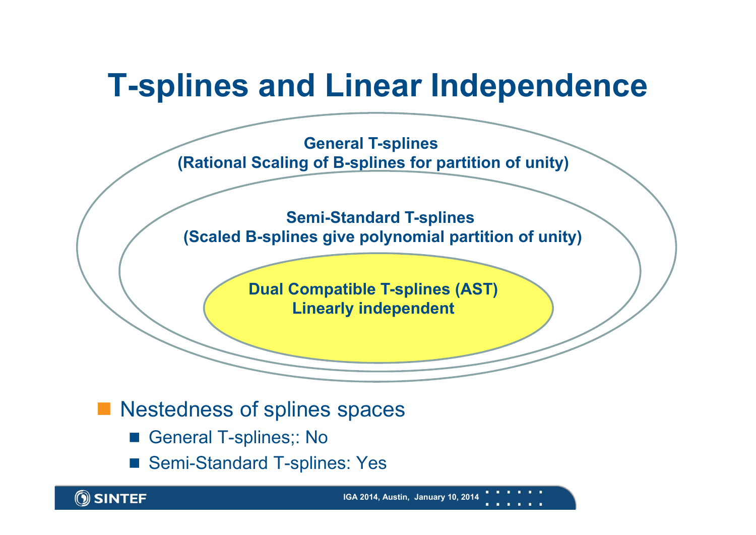# T-splines and Linear Independence

General T-splines
(Rational Scaling of B-splines for partition of unity)

Semi-Standard T-splines
(Scaled B-splines give polynomial partition of unity)

Dual Compatible T-splines (AST)
Linearly independent

- Nestedness of splines spaces
  - General T-splines;: No
  - Semi-Standard T-splines: Yes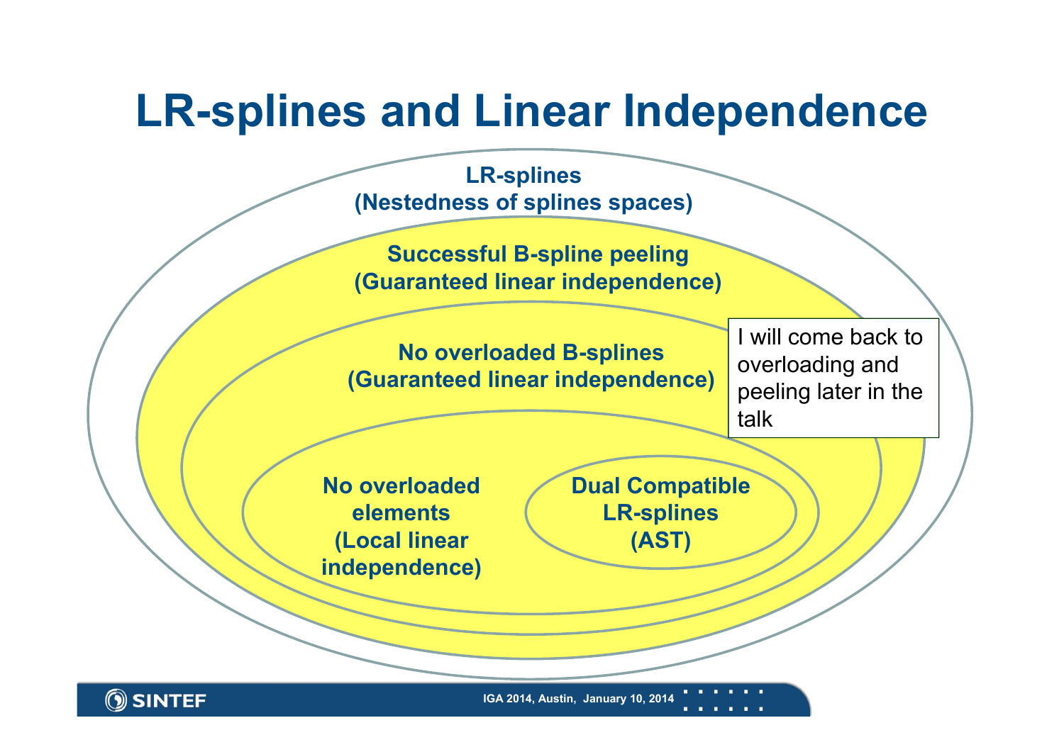# LR-splines and Linear Independence

**LR-splines**
**(Nestedness of splines spaces)**

**Successful B-spline peeling**
**(Guaranteed linear independence)**

**No overloaded B-splines**
**(Guaranteed linear independence)**

**No overloaded elements**
**(Local linear independence)**

**Dual Compatible LR-splines**
**(AST)**

I will come back to overloading and peeling later in the talk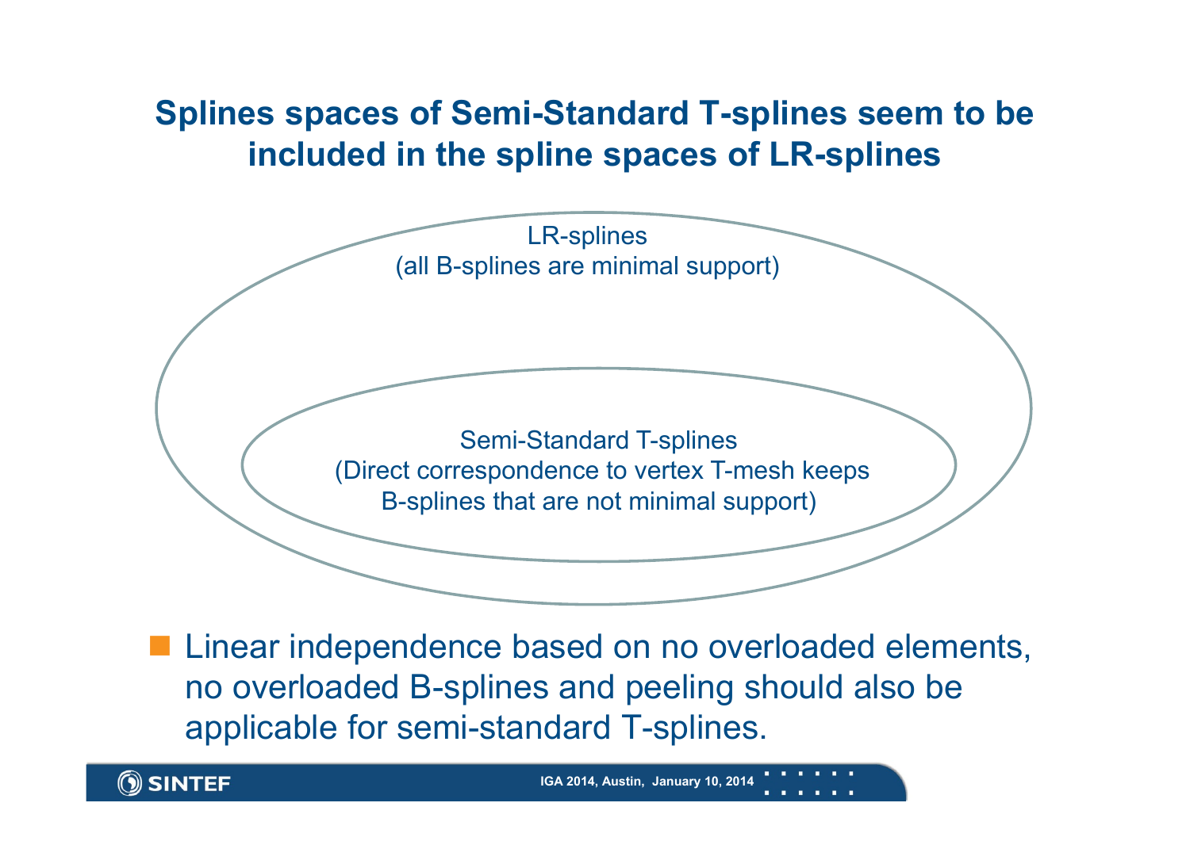## Splines spaces of Semi-Standard T-splines seem to be included in the spline spaces of LR-splines

LR-splines
(all B-splines are minimal support)

Semi-Standard T-splines
(Direct correspondence to vertex T-mesh keeps B-splines that are not minimal support)

- Linear independence based on no overloaded elements, no overloaded B-splines and peeling should also be applicable for semi-standard T-splines.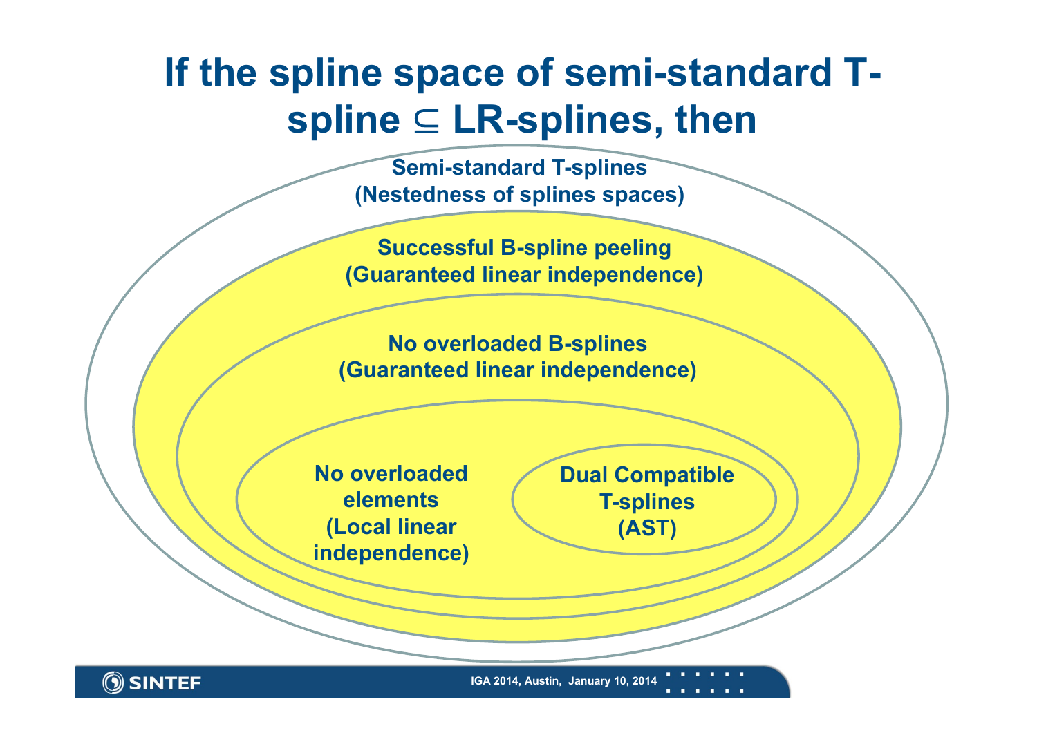# If the spline space of semi-standard T-spline ⊆ LR-splines, then

**Semi-standard T-splines**
**(Nestedness of splines spaces)**

**Successful B-spline peeling**
**(Guaranteed linear independence)**

**No overloaded B-splines**
**(Guaranteed linear independence)**

**No overloaded elements**
**(Local linear independence)**

**Dual Compatible T-splines**
**(AST)**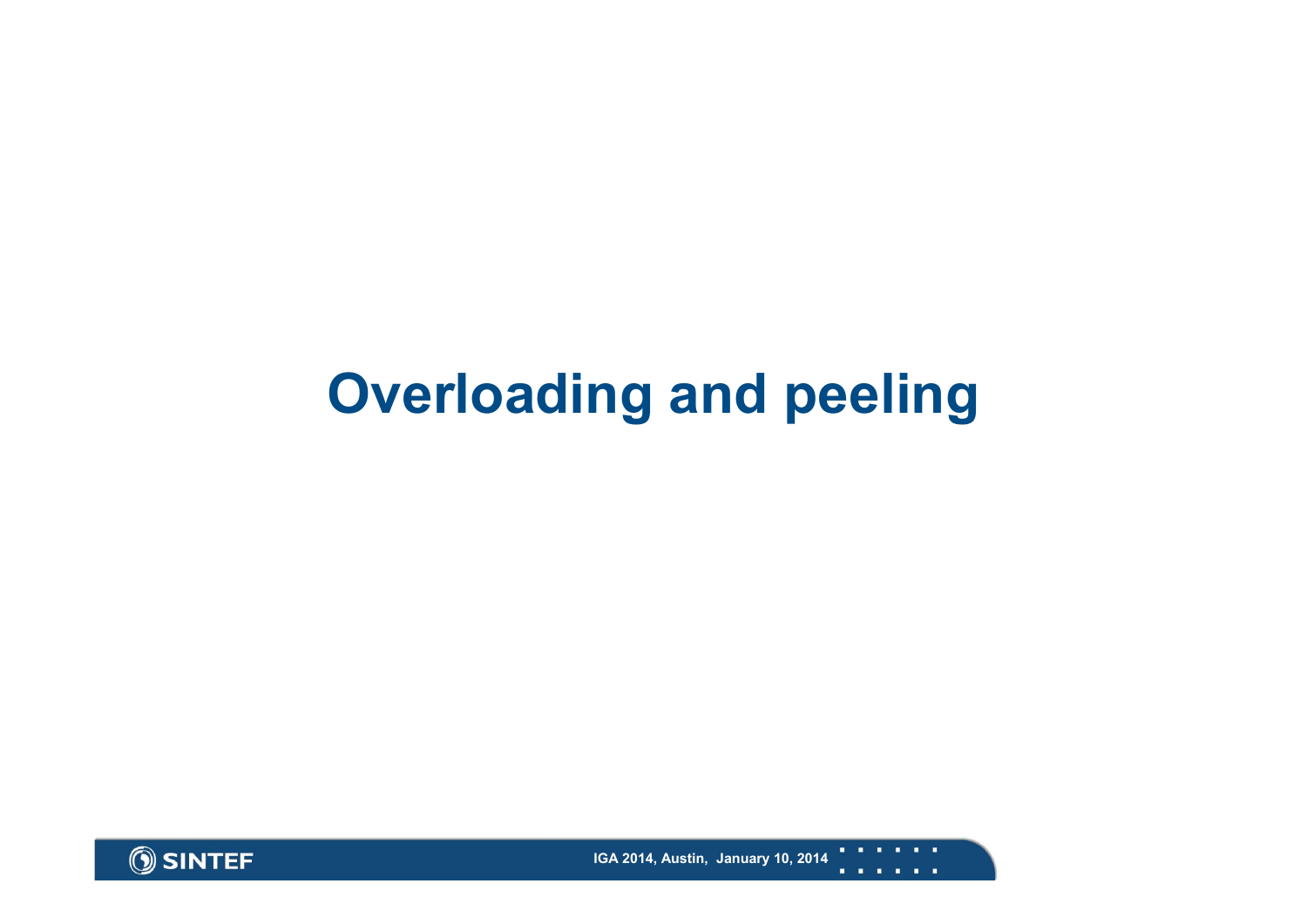# Overloading and peeling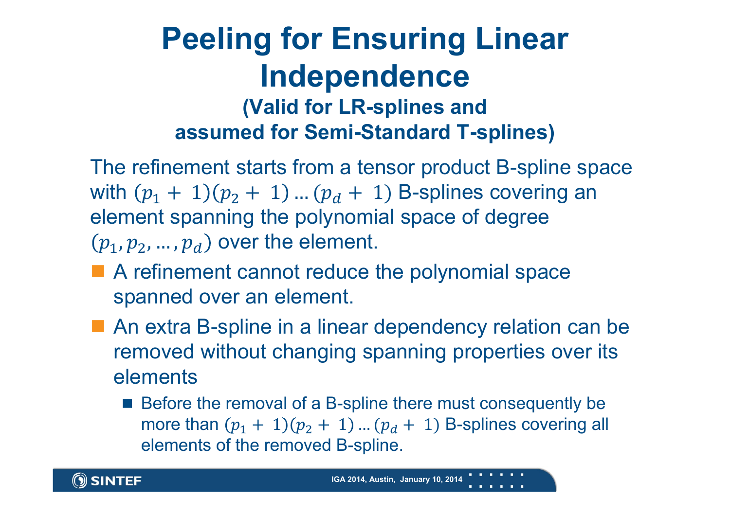# Peeling for Ensuring Linear Independence

### (Valid for LR-splines and assumed for Semi-Standard T-splines)

The refinement starts from a tensor product B-spline space with $(p_1 + 1)(p_2 + 1) \dots (p_d + 1)$ B-splines covering an element spanning the polynomial space of degree $(p_1, p_2, \dots, p_d)$ over the element.

- A refinement cannot reduce the polynomial space spanned over an element.
- An extra B-spline in a linear dependency relation can be removed without changing spanning properties over its elements
  - Before the removal of a B-spline there must consequently be more than $(p_1 + 1)(p_2 + 1) \dots (p_d + 1)$ B-splines covering all elements of the removed B-spline.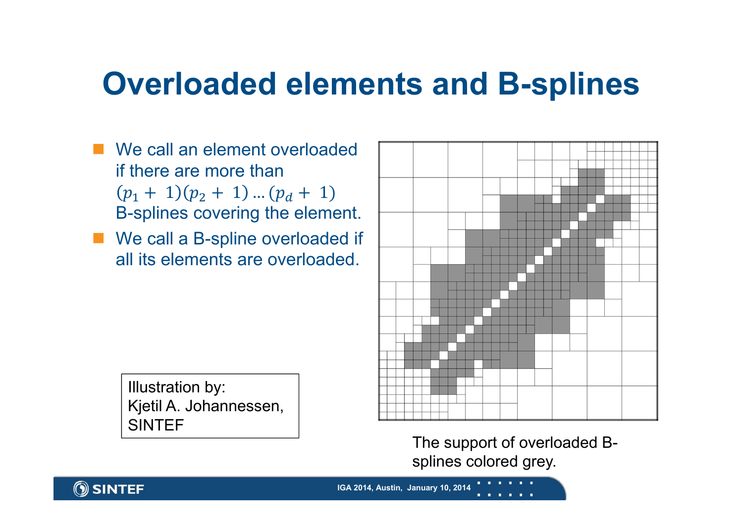# Overloaded elements and B-splines

- We call an element overloaded if there are more than $(p_1 + 1)(p_2 + 1) \dots (p_d + 1)$ B-splines covering the element.
- We call a B-spline overloaded if all its elements are overloaded.

Illustration by:
Kjetil A. Johannessen, SINTEF

The support of overloaded B-splines colored grey.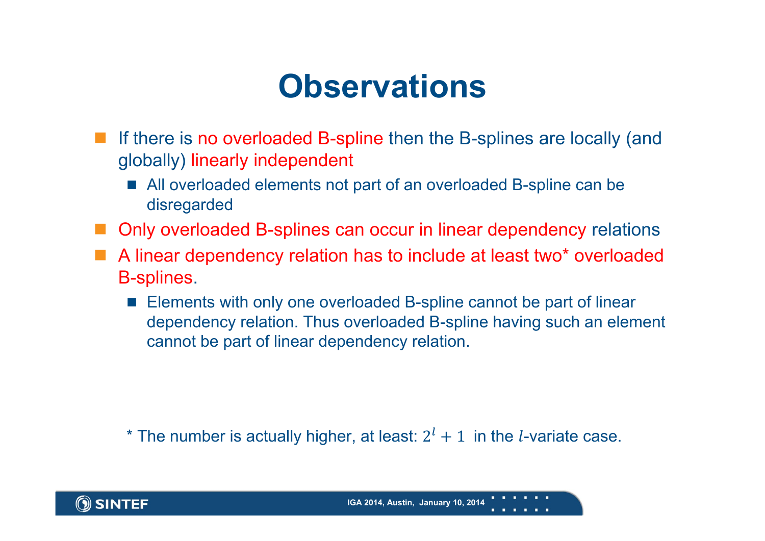# Observations

- If there is no overloaded B-spline then the B-splines are locally (and globally) linearly independent
  - All overloaded elements not part of an overloaded B-spline can be disregarded
- Only overloaded B-splines can occur in linear dependency relations
- A linear dependency relation has to include at least two* overloaded B-splines.
  - Elements with only one overloaded B-spline cannot be part of linear dependency relation. Thus overloaded B-spline having such an element cannot be part of linear dependency relation.

* The number is actually higher, at least: $2^l + 1$ in the $l$-variate case.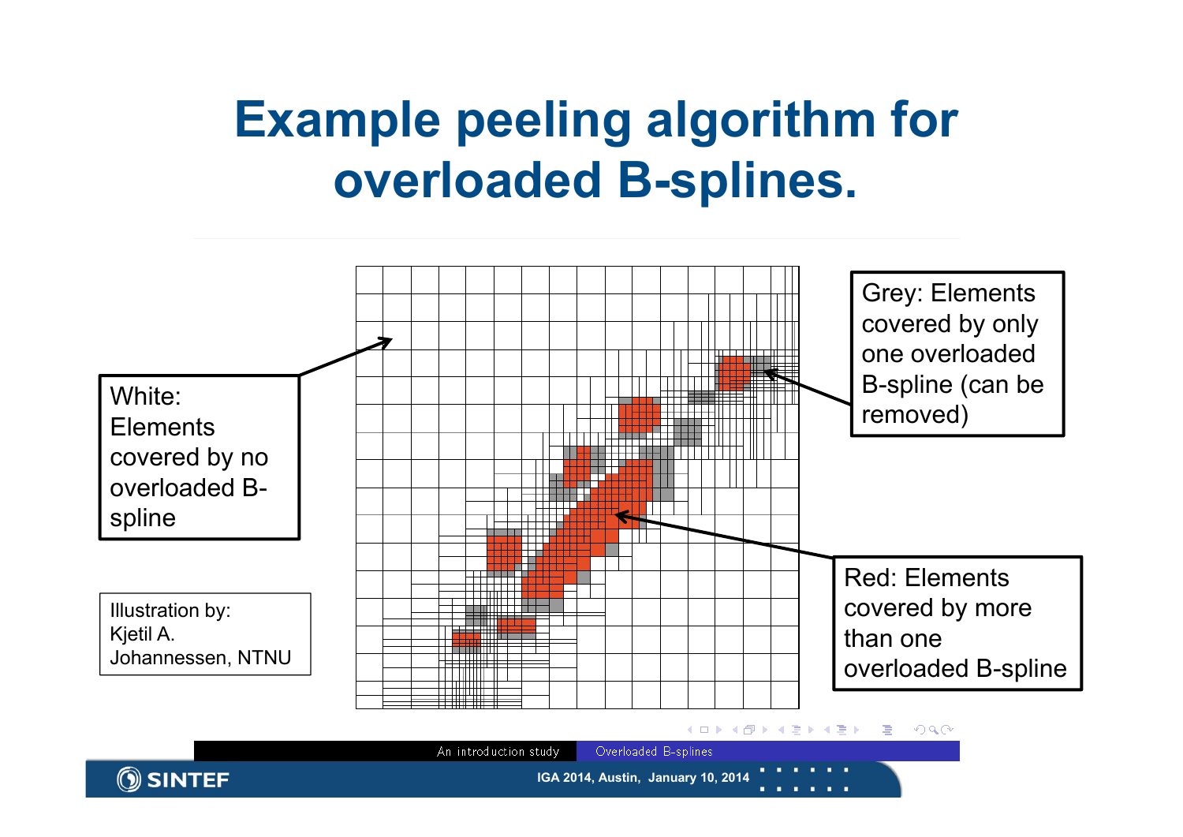# Example peeling algorithm for overloaded B-splines.

White: Elements covered by no overloaded B-spline

Grey: Elements covered by only one overloaded B-spline (can be removed)

Red: Elements covered by more than one overloaded B-spline

Illustration by: Kjetil A. Johannessen, NTNU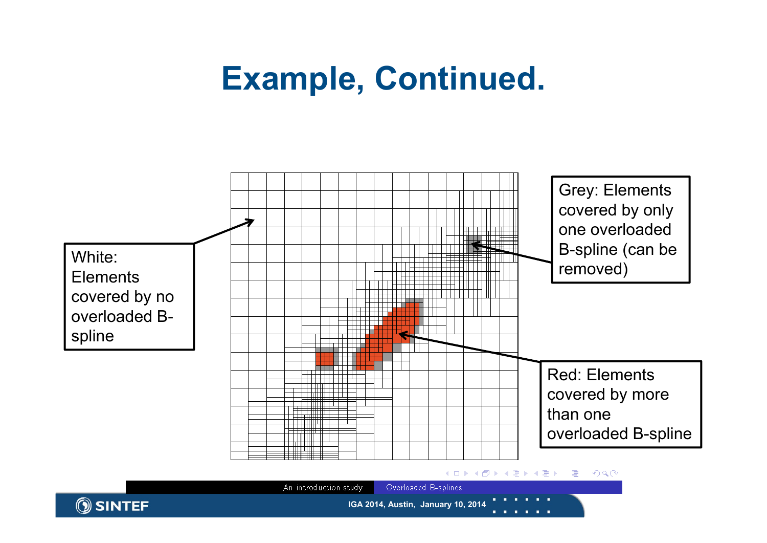# Example, Continued.

White: Elements covered by no overloaded B-spline

Grey: Elements covered by only one overloaded B-spline (can be removed)

Red: Elements covered by more than one overloaded B-spline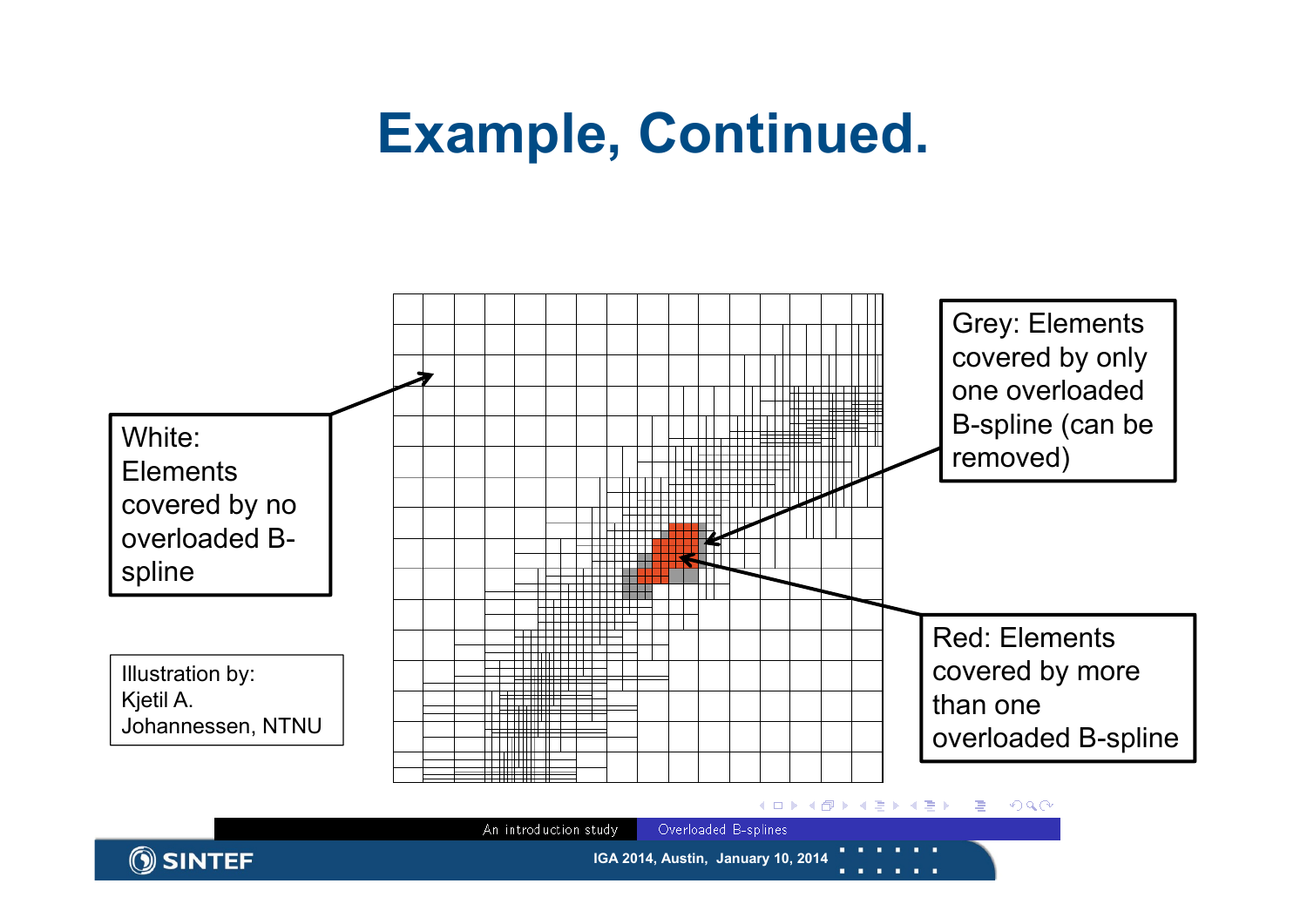# Example, Continued.

White: Elements covered by no overloaded B-spline

Grey: Elements covered by only one overloaded B-spline (can be removed)

Red: Elements covered by more than one overloaded B-spline

Illustration by:
Kjetil A. Johannessen, NTNU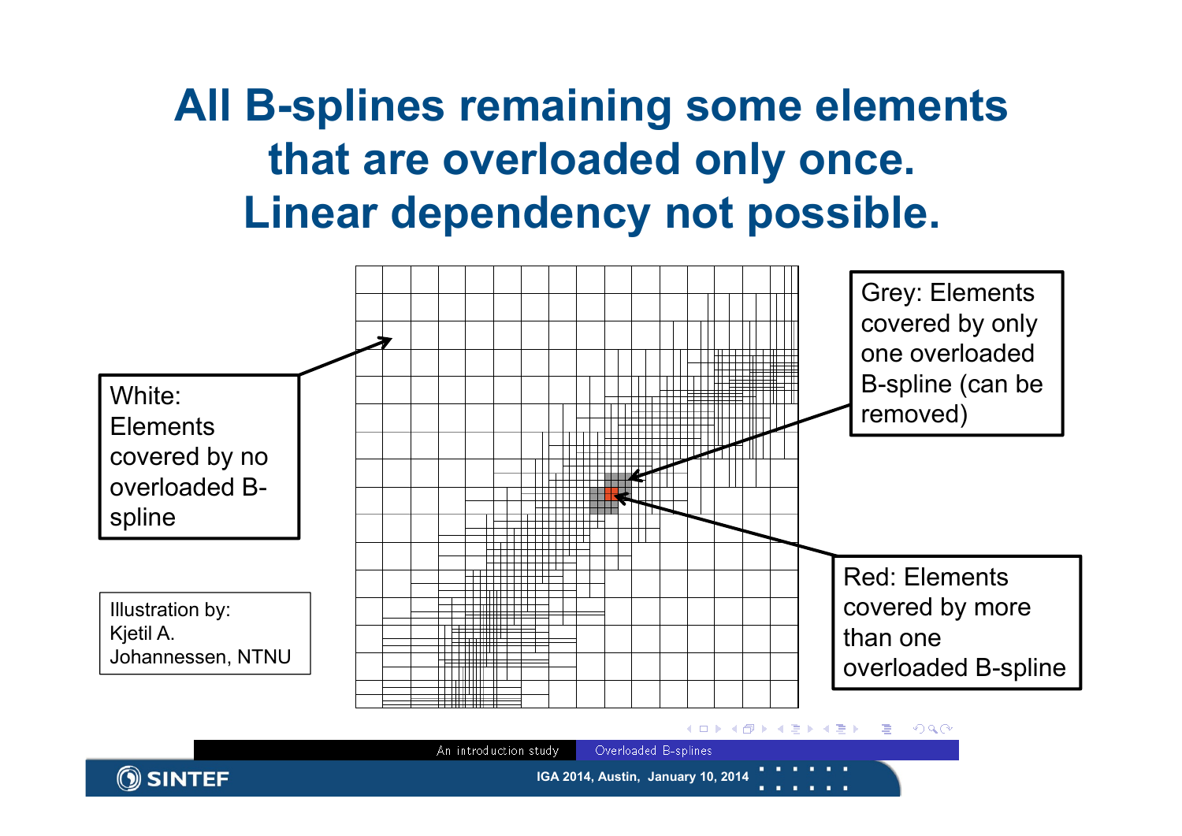# All B-splines remaining some elements that are overloaded only once. Linear dependency not possible.

White: Elements covered by no overloaded B-spline

Grey: Elements covered by only one overloaded B-spline (can be removed)

Red: Elements covered by more than one overloaded B-spline

Illustration by: Kjetil A. Johannessen, NTNU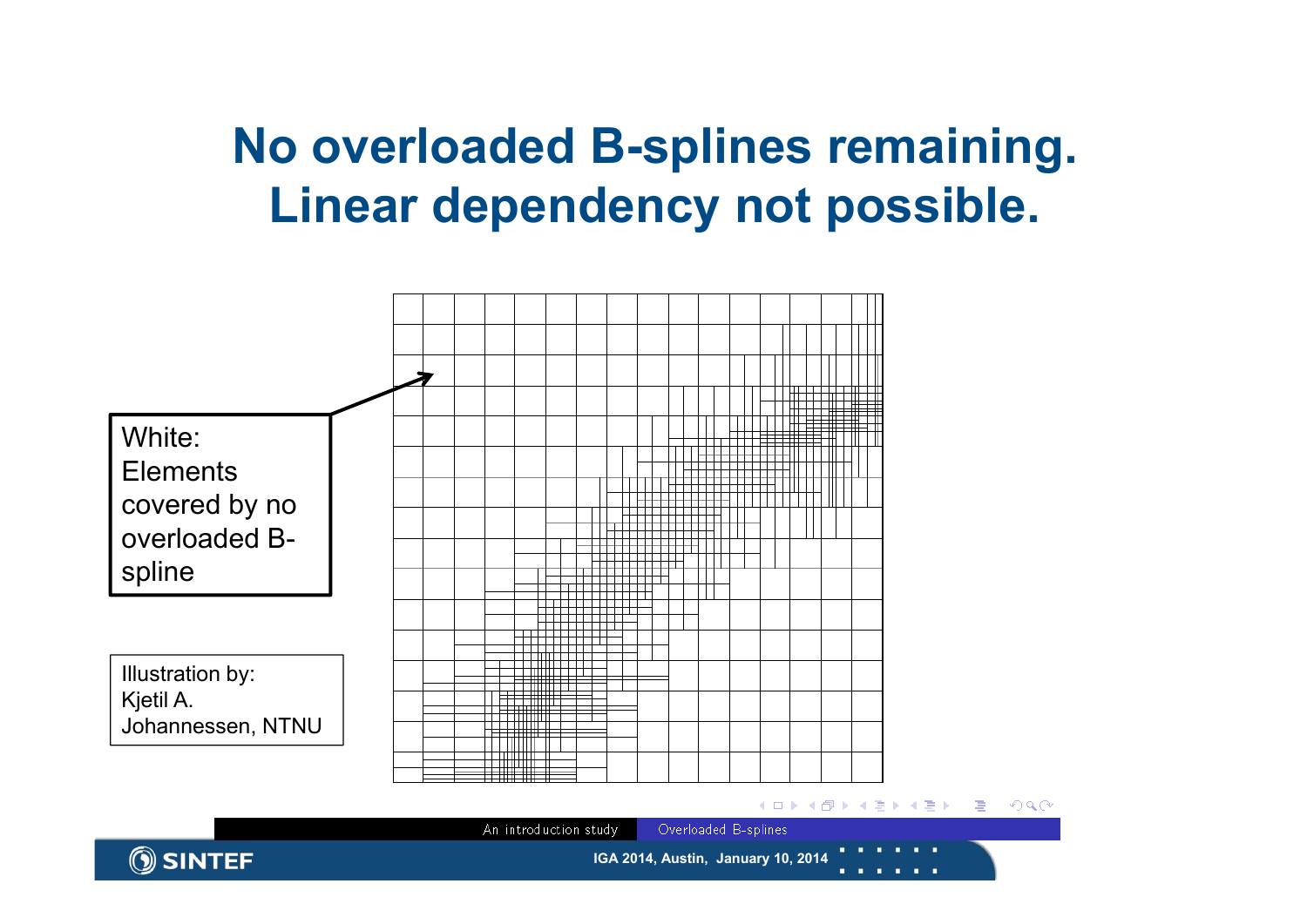# No overloaded B-splines remaining. Linear dependency not possible.

White: Elements covered by no overloaded B-spline

Illustration by: Kjetil A. Johannessen, NTNU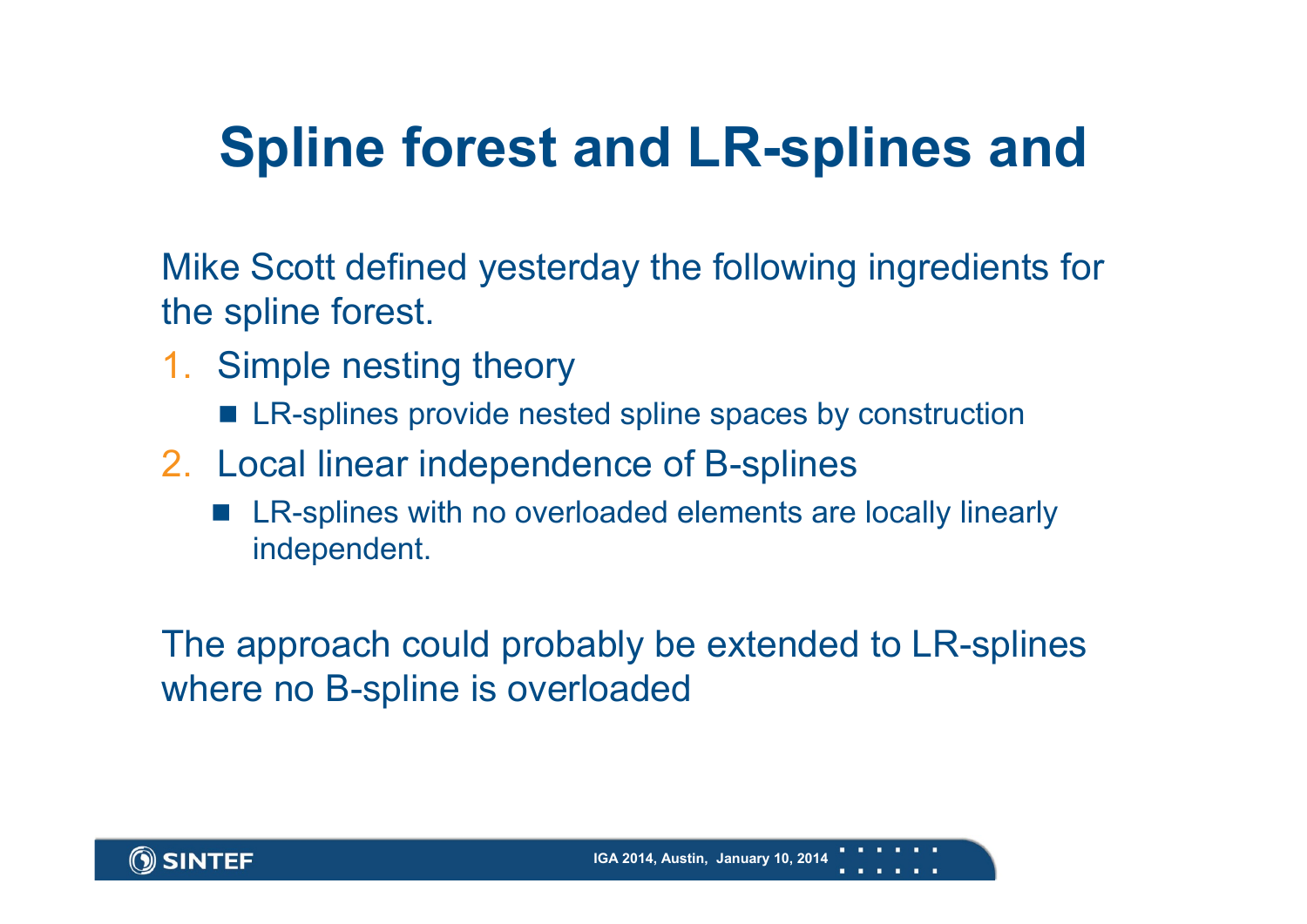# Spline forest and LR-splines and

Mike Scott defined yesterday the following ingredients for the spline forest.

1. Simple nesting theory
   - LR-splines provide nested spline spaces by construction
2. Local linear independence of B-splines
   - LR-splines with no overloaded elements are locally linearly independent.

The approach could probably be extended to LR-splines where no B-spline is overloaded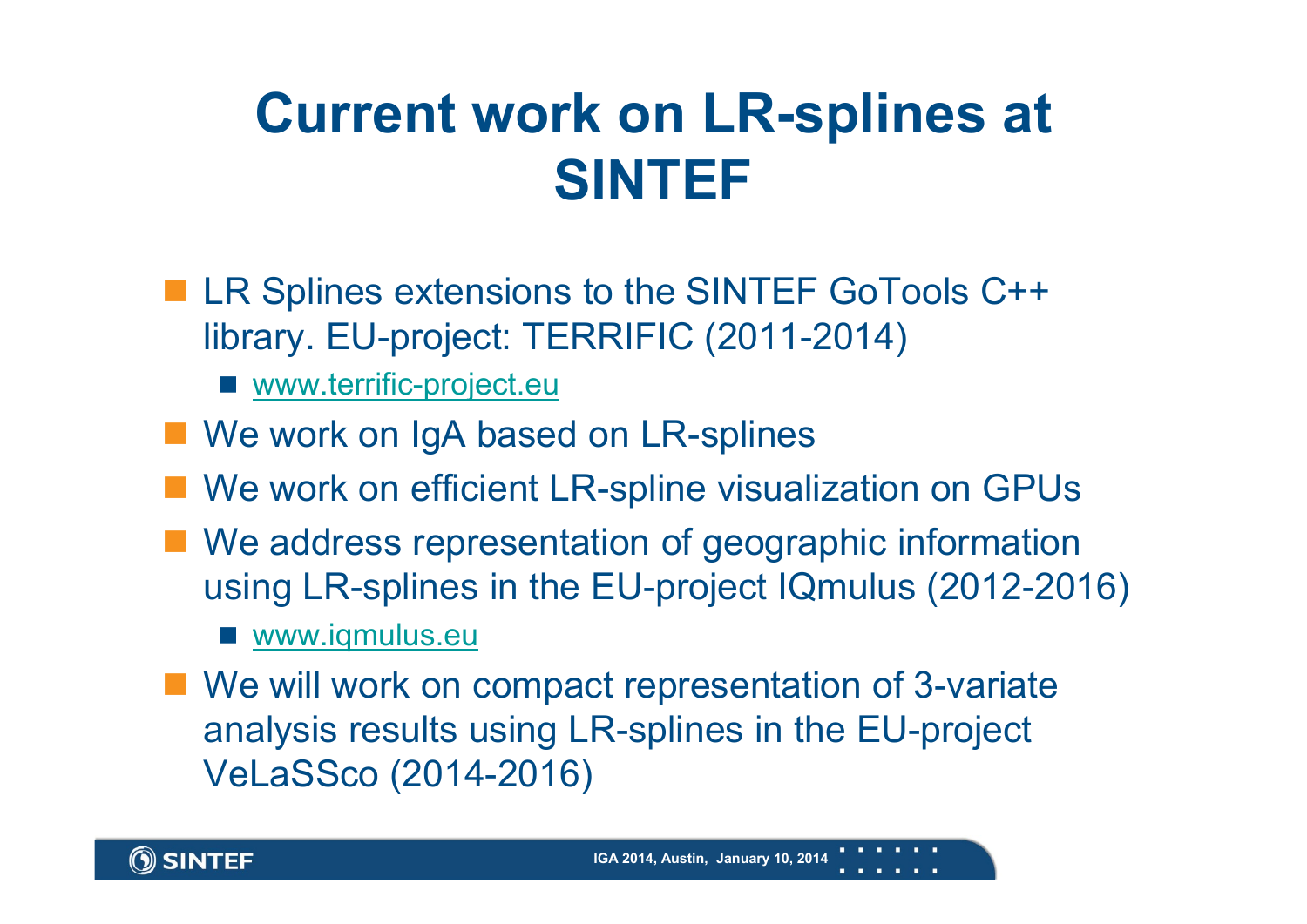# Current work on LR-splines at SINTEF

- LR Splines extensions to the SINTEF GoTools C++ library. EU-project: TERRIFIC (2011-2014)
  - www.terrific-project.eu
- We work on IgA based on LR-splines
- We work on efficient LR-spline visualization on GPUs
- We address representation of geographic information using LR-splines in the EU-project IQmulus (2012-2016)
  - www.iqmulus.eu
- We will work on compact representation of 3-variate analysis results using LR-splines in the EU-project VeLaSSco (2014-2016)